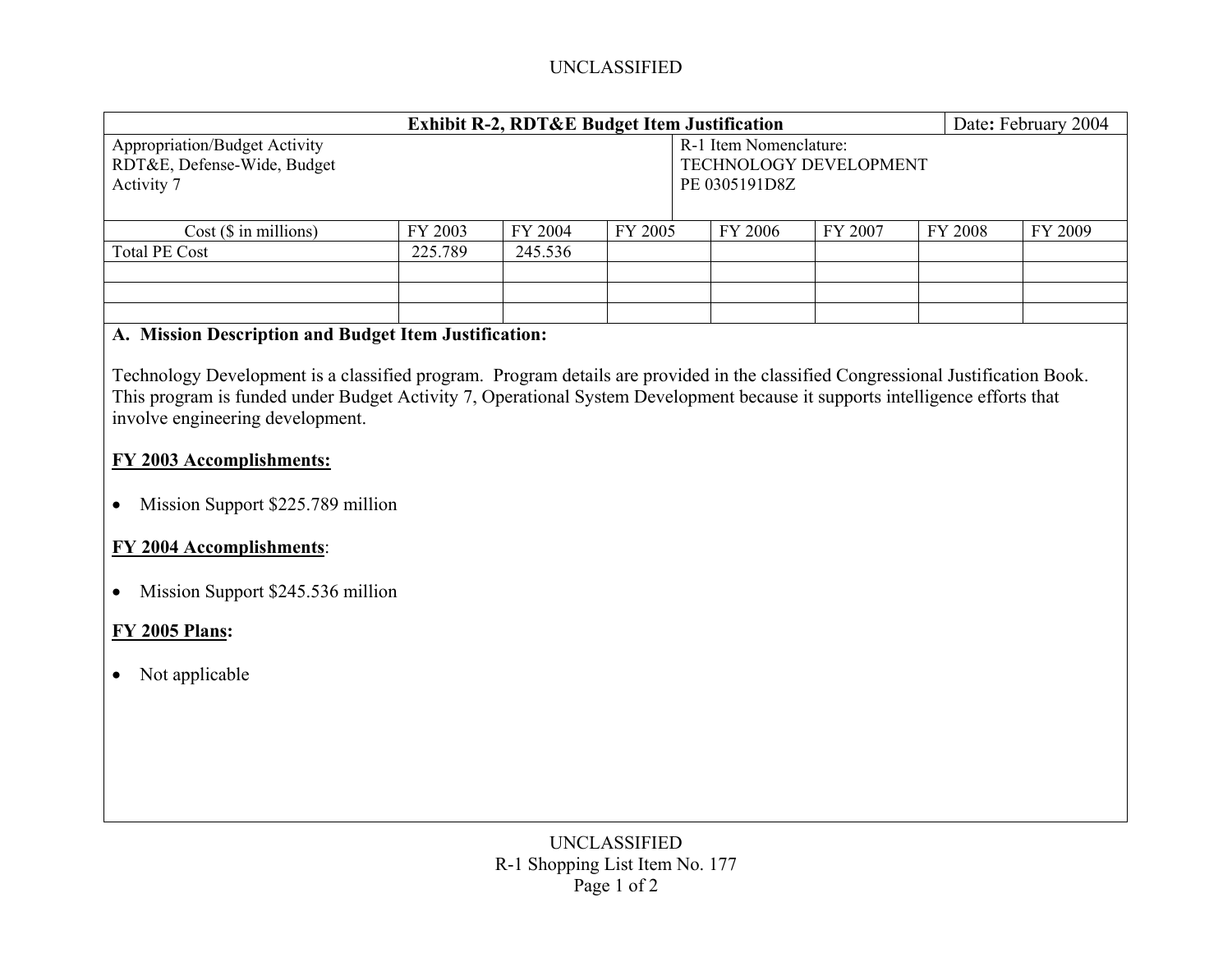UNCLASSIFIED

| Exhibit R-2, RDT&E Budget Item Justification | | | | | | | Date: February 2004 |
|---|---|---|---|---|---|---|---|
| Appropriation/Budget Activity<br>RDT&E, Defense-Wide, Budget Activity 7 | | | | R-1 Item Nomenclature:<br>TECHNOLOGY DEVELOPMENT<br>PE 0305191D8Z | | | |

| Cost ($ in millions) | FY 2003 | FY 2004 | FY 2005 | FY 2006 | FY 2007 | FY 2008 | FY 2009 |
|---|---|---|---|---|---|---|---|
| Total PE Cost | 225.789 | 245.536 | | | | | |
| | | | | | | | |
| | | | | | | | |
| | | | | | | | |

## A. Mission Description and Budget Item Justification:

Technology Development is a classified program. Program details are provided in the classified Congressional Justification Book. This program is funded under Budget Activity 7, Operational System Development because it supports intelligence efforts that involve engineering development.

**FY 2003 Accomplishments:**

- Mission Support $225.789 million

**FY 2004 Accomplishments**:

- Mission Support $245.536 million

**FY 2005 Plans:**

- Not applicable

UNCLASSIFIED
R-1 Shopping List Item No. 177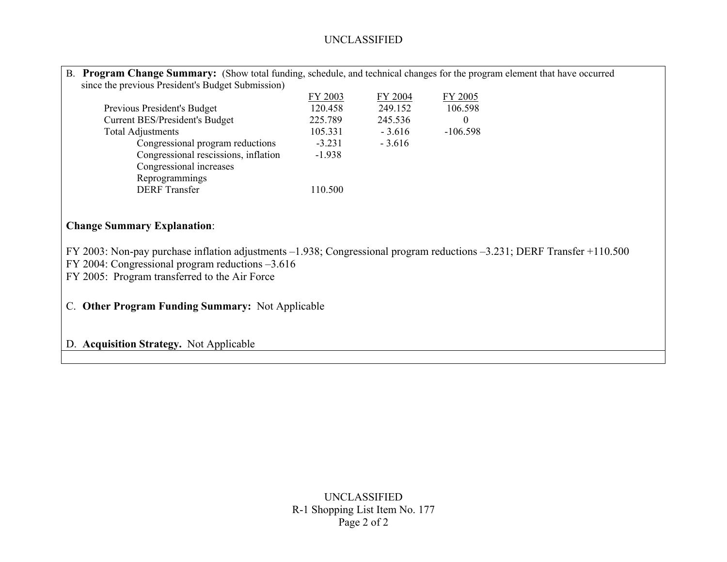B. **Program Change Summary:** (Show total funding, schedule, and technical changes for the program element that have occurred since the previous President's Budget Submission)

| | FY 2003 | FY 2004 | FY 2005 |
|---|---|---|---|
| Previous President's Budget | 120.458 | 249.152 | 106.598 |
| Current BES/President's Budget | 225.789 | 245.536 | 0 |
| Total Adjustments | 105.331 | - 3.616 | -106.598 |
| Congressional program reductions | -3.231 | - 3.616 | |
| Congressional rescissions, inflation | -1.938 | | |
| Congressional increases | | | |
| Reprogrammings | | | |
| DERF Transfer | 110.500 | | |

**Change Summary Explanation**:

FY 2003: Non-pay purchase inflation adjustments –1.938; Congressional program reductions –3.231; DERF Transfer +110.500
FY 2004: Congressional program reductions –3.616
FY 2005: Program transferred to the Air Force

C. **Other Program Funding Summary:** Not Applicable

D. **Acquisition Strategy.** Not Applicable